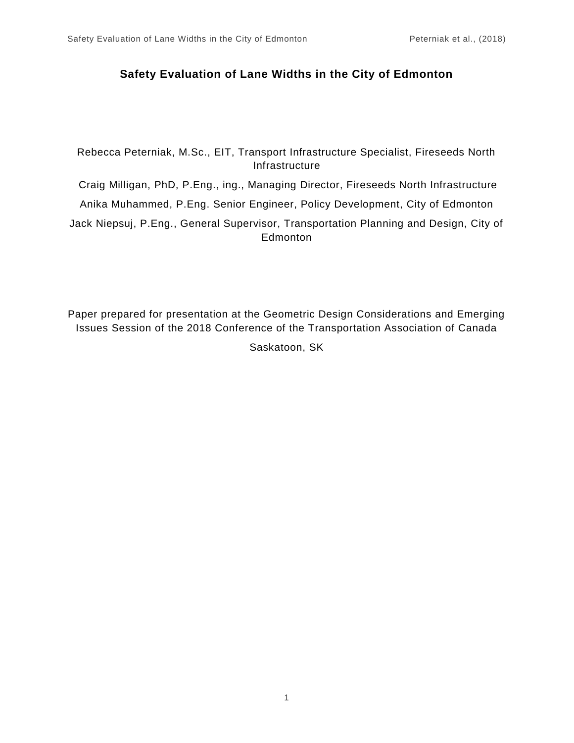# Safety Evaluation of Lane Widths in the City of Edmonton

Rebecca Peterniak, M.Sc., EIT, Transport Infrastructure Specialist, Fireseeds North Infrastructure

Craig Milligan, PhD, P.Eng., ing., Managing Director, Fireseeds North Infrastructure

Anika Muhammed, P.Eng. Senior Engineer, Policy Development, City of Edmonton

Jack Niepsuj, P.Eng., General Supervisor, Transportation Planning and Design, City of Edmonton

Paper prepared for presentation at the Geometric Design Considerations and Emerging Issues Session of the 2018 Conference of the Transportation Association of Canada

Saskatoon, SK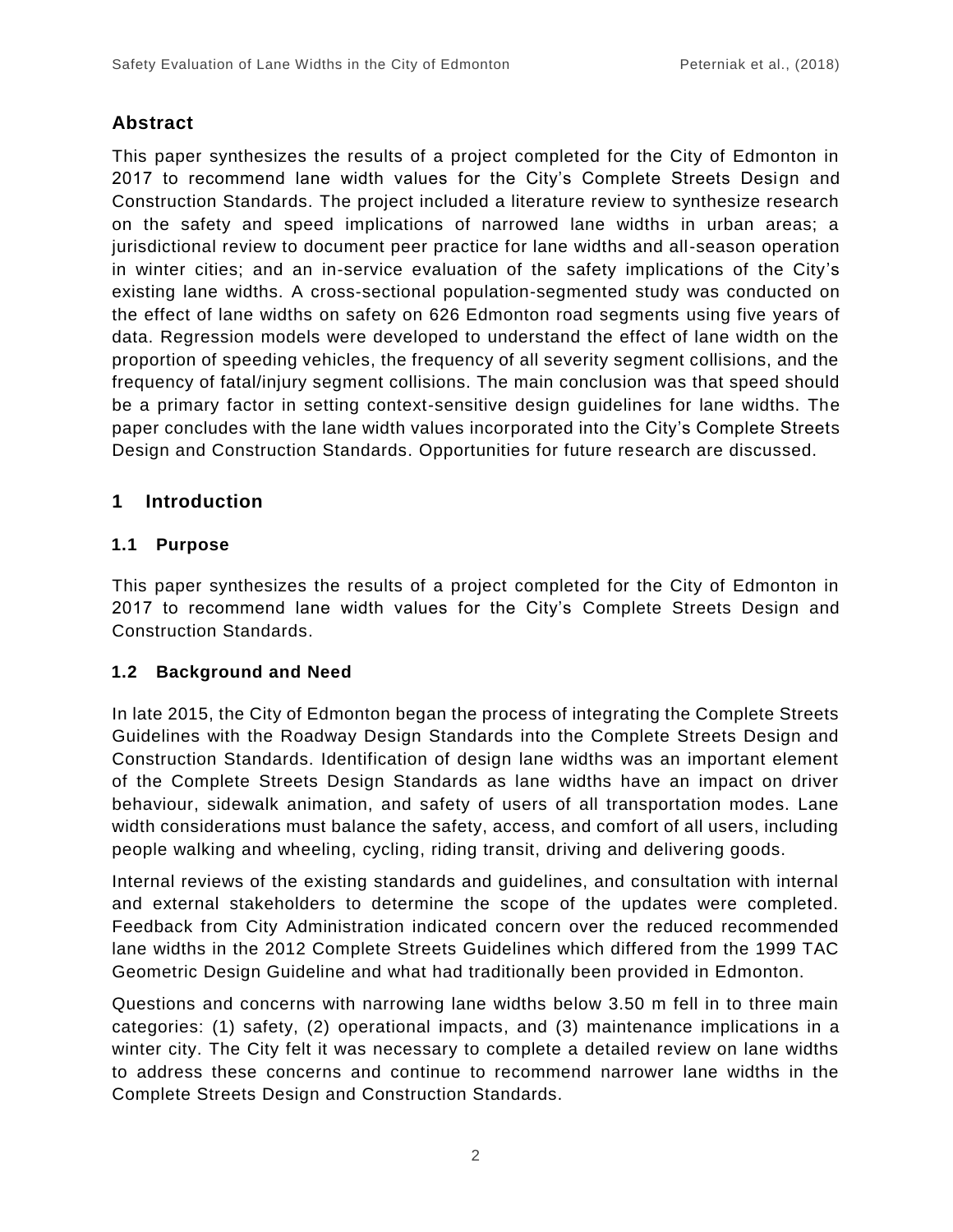## Abstract

This paper synthesizes the results of a project completed for the City of Edmonton in 2017 to recommend lane width values for the City's Complete Streets Design and Construction Standards. The project included a literature review to synthesize research on the safety and speed implications of narrowed lane widths in urban areas; a jurisdictional review to document peer practice for lane widths and all-season operation in winter cities; and an in-service evaluation of the safety implications of the City's existing lane widths. A cross-sectional population-segmented study was conducted on the effect of lane widths on safety on 626 Edmonton road segments using five years of data. Regression models were developed to understand the effect of lane width on the proportion of speeding vehicles, the frequency of all severity segment collisions, and the frequency of fatal/injury segment collisions. The main conclusion was that speed should be a primary factor in setting context-sensitive design guidelines for lane widths. The paper concludes with the lane width values incorporated into the City's Complete Streets Design and Construction Standards. Opportunities for future research are discussed.

# 1 Introduction

## 1.1 Purpose

This paper synthesizes the results of a project completed for the City of Edmonton in 2017 to recommend lane width values for the City's Complete Streets Design and Construction Standards.

## 1.2 Background and Need

In late 2015, the City of Edmonton began the process of integrating the Complete Streets Guidelines with the Roadway Design Standards into the Complete Streets Design and Construction Standards. Identification of design lane widths was an important element of the Complete Streets Design Standards as lane widths have an impact on driver behaviour, sidewalk animation, and safety of users of all transportation modes. Lane width considerations must balance the safety, access, and comfort of all users, including people walking and wheeling, cycling, riding transit, driving and delivering goods.

Internal reviews of the existing standards and guidelines, and consultation with internal and external stakeholders to determine the scope of the updates were completed. Feedback from City Administration indicated concern over the reduced recommended lane widths in the 2012 Complete Streets Guidelines which differed from the 1999 TAC Geometric Design Guideline and what had traditionally been provided in Edmonton.

Questions and concerns with narrowing lane widths below 3.50 m fell in to three main categories: (1) safety, (2) operational impacts, and (3) maintenance implications in a winter city. The City felt it was necessary to complete a detailed review on lane widths to address these concerns and continue to recommend narrower lane widths in the Complete Streets Design and Construction Standards.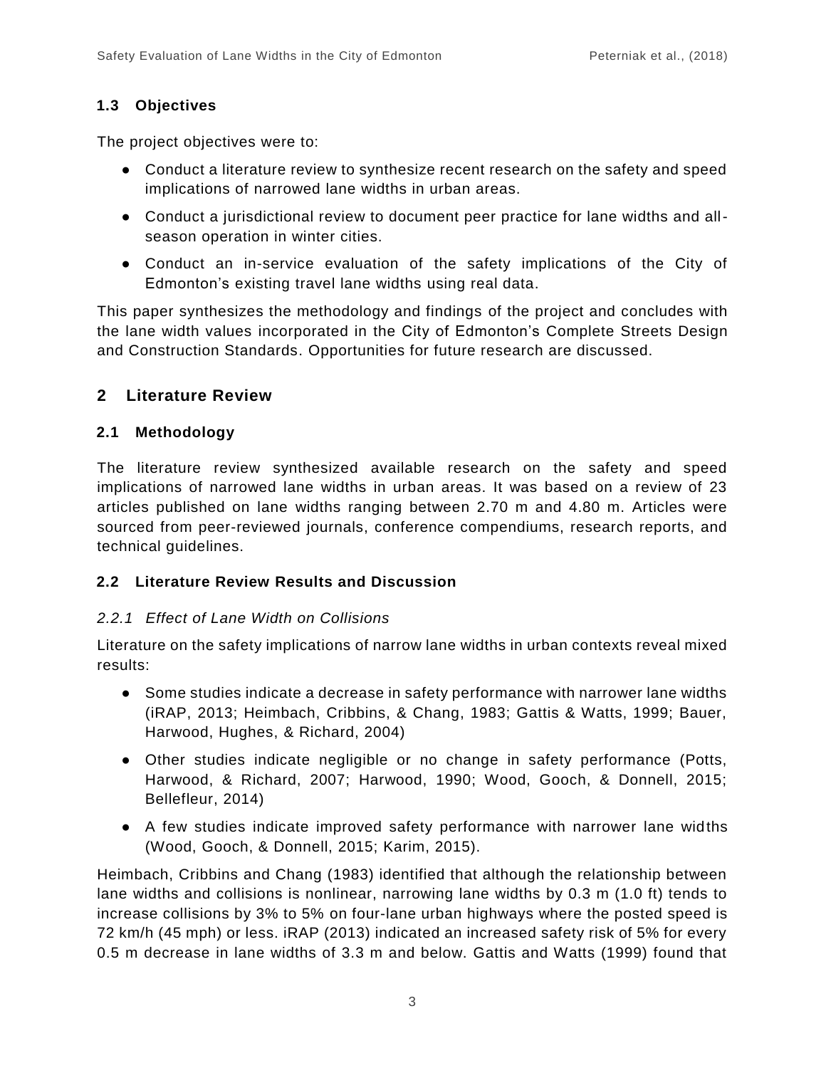### 1.3 Objectives

The project objectives were to:

- Conduct a literature review to synthesize recent research on the safety and speed implications of narrowed lane widths in urban areas.
- Conduct a jurisdictional review to document peer practice for lane widths and all-season operation in winter cities.
- Conduct an in-service evaluation of the safety implications of the City of Edmonton's existing travel lane widths using real data.

This paper synthesizes the methodology and findings of the project and concludes with the lane width values incorporated in the City of Edmonton's Complete Streets Design and Construction Standards. Opportunities for future research are discussed.

## 2 Literature Review

### 2.1 Methodology

The literature review synthesized available research on the safety and speed implications of narrowed lane widths in urban areas. It was based on a review of 23 articles published on lane widths ranging between 2.70 m and 4.80 m. Articles were sourced from peer-reviewed journals, conference compendiums, research reports, and technical guidelines.

### 2.2 Literature Review Results and Discussion

#### *2.2.1 Effect of Lane Width on Collisions*

Literature on the safety implications of narrow lane widths in urban contexts reveal mixed results:

- Some studies indicate a decrease in safety performance with narrower lane widths (iRAP, 2013; Heimbach, Cribbins, & Chang, 1983; Gattis & Watts, 1999; Bauer, Harwood, Hughes, & Richard, 2004)
- Other studies indicate negligible or no change in safety performance (Potts, Harwood, & Richard, 2007; Harwood, 1990; Wood, Gooch, & Donnell, 2015; Bellefleur, 2014)
- A few studies indicate improved safety performance with narrower lane widths (Wood, Gooch, & Donnell, 2015; Karim, 2015).

Heimbach, Cribbins and Chang (1983) identified that although the relationship between lane widths and collisions is nonlinear, narrowing lane widths by 0.3 m (1.0 ft) tends to increase collisions by 3% to 5% on four-lane urban highways where the posted speed is 72 km/h (45 mph) or less. iRAP (2013) indicated an increased safety risk of 5% for every 0.5 m decrease in lane widths of 3.3 m and below. Gattis and Watts (1999) found that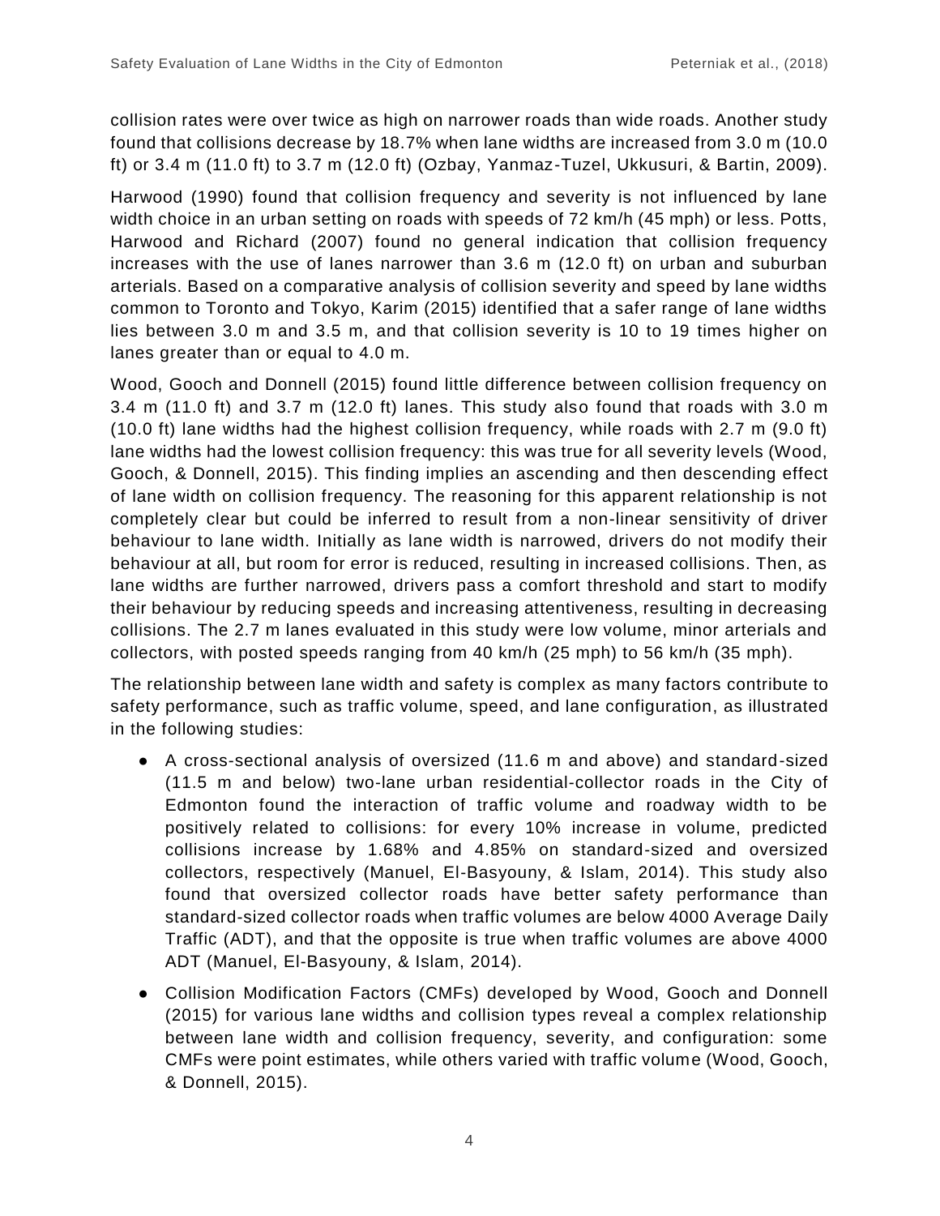collision rates were over twice as high on narrower roads than wide roads. Another study found that collisions decrease by 18.7% when lane widths are increased from 3.0 m (10.0 ft) or 3.4 m (11.0 ft) to 3.7 m (12.0 ft) (Ozbay, Yanmaz-Tuzel, Ukkusuri, & Bartin, 2009).

Harwood (1990) found that collision frequency and severity is not influenced by lane width choice in an urban setting on roads with speeds of 72 km/h (45 mph) or less. Potts, Harwood and Richard (2007) found no general indication that collision frequency increases with the use of lanes narrower than 3.6 m (12.0 ft) on urban and suburban arterials. Based on a comparative analysis of collision severity and speed by lane widths common to Toronto and Tokyo, Karim (2015) identified that a safer range of lane widths lies between 3.0 m and 3.5 m, and that collision severity is 10 to 19 times higher on lanes greater than or equal to 4.0 m.

Wood, Gooch and Donnell (2015) found little difference between collision frequency on 3.4 m (11.0 ft) and 3.7 m (12.0 ft) lanes. This study also found that roads with 3.0 m (10.0 ft) lane widths had the highest collision frequency, while roads with 2.7 m (9.0 ft) lane widths had the lowest collision frequency: this was true for all severity levels (Wood, Gooch, & Donnell, 2015). This finding implies an ascending and then descending effect of lane width on collision frequency. The reasoning for this apparent relationship is not completely clear but could be inferred to result from a non-linear sensitivity of driver behaviour to lane width. Initially as lane width is narrowed, drivers do not modify their behaviour at all, but room for error is reduced, resulting in increased collisions. Then, as lane widths are further narrowed, drivers pass a comfort threshold and start to modify their behaviour by reducing speeds and increasing attentiveness, resulting in decreasing collisions. The 2.7 m lanes evaluated in this study were low volume, minor arterials and collectors, with posted speeds ranging from 40 km/h (25 mph) to 56 km/h (35 mph).

The relationship between lane width and safety is complex as many factors contribute to safety performance, such as traffic volume, speed, and lane configuration, as illustrated in the following studies:

- A cross-sectional analysis of oversized (11.6 m and above) and standard-sized (11.5 m and below) two-lane urban residential-collector roads in the City of Edmonton found the interaction of traffic volume and roadway width to be positively related to collisions: for every 10% increase in volume, predicted collisions increase by 1.68% and 4.85% on standard-sized and oversized collectors, respectively (Manuel, El-Basyouny, & Islam, 2014). This study also found that oversized collector roads have better safety performance than standard-sized collector roads when traffic volumes are below 4000 Average Daily Traffic (ADT), and that the opposite is true when traffic volumes are above 4000 ADT (Manuel, El-Basyouny, & Islam, 2014).
- Collision Modification Factors (CMFs) developed by Wood, Gooch and Donnell (2015) for various lane widths and collision types reveal a complex relationship between lane width and collision frequency, severity, and configuration: some CMFs were point estimates, while others varied with traffic volume (Wood, Gooch, & Donnell, 2015).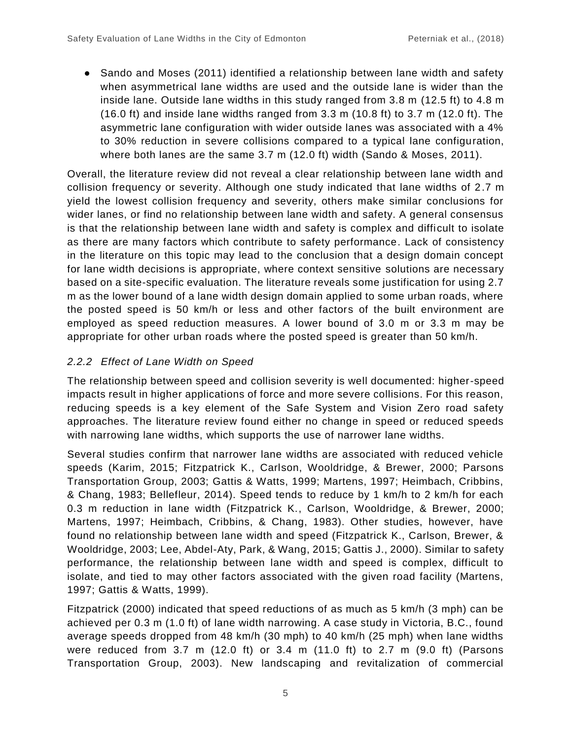- Sando and Moses (2011) identified a relationship between lane width and safety when asymmetrical lane widths are used and the outside lane is wider than the inside lane. Outside lane widths in this study ranged from 3.8 m (12.5 ft) to 4.8 m (16.0 ft) and inside lane widths ranged from 3.3 m (10.8 ft) to 3.7 m (12.0 ft). The asymmetric lane configuration with wider outside lanes was associated with a 4% to 30% reduction in severe collisions compared to a typical lane configuration, where both lanes are the same 3.7 m (12.0 ft) width (Sando & Moses, 2011).

Overall, the literature review did not reveal a clear relationship between lane width and collision frequency or severity. Although one study indicated that lane widths of 2.7 m yield the lowest collision frequency and severity, others make similar conclusions for wider lanes, or find no relationship between lane width and safety. A general consensus is that the relationship between lane width and safety is complex and difficult to isolate as there are many factors which contribute to safety performance. Lack of consistency in the literature on this topic may lead to the conclusion that a design domain concept for lane width decisions is appropriate, where context sensitive solutions are necessary based on a site-specific evaluation. The literature reveals some justification for using 2.7 m as the lower bound of a lane width design domain applied to some urban roads, where the posted speed is 50 km/h or less and other factors of the built environment are employed as speed reduction measures. A lower bound of 3.0 m or 3.3 m may be appropriate for other urban roads where the posted speed is greater than 50 km/h.

### *2.2.2 Effect of Lane Width on Speed*

The relationship between speed and collision severity is well documented: higher-speed impacts result in higher applications of force and more severe collisions. For this reason, reducing speeds is a key element of the Safe System and Vision Zero road safety approaches. The literature review found either no change in speed or reduced speeds with narrowing lane widths, which supports the use of narrower lane widths.

Several studies confirm that narrower lane widths are associated with reduced vehicle speeds (Karim, 2015; Fitzpatrick K., Carlson, Wooldridge, & Brewer, 2000; Parsons Transportation Group, 2003; Gattis & Watts, 1999; Martens, 1997; Heimbach, Cribbins, & Chang, 1983; Bellefleur, 2014). Speed tends to reduce by 1 km/h to 2 km/h for each 0.3 m reduction in lane width (Fitzpatrick K., Carlson, Wooldridge, & Brewer, 2000; Martens, 1997; Heimbach, Cribbins, & Chang, 1983). Other studies, however, have found no relationship between lane width and speed (Fitzpatrick K., Carlson, Brewer, & Wooldridge, 2003; Lee, Abdel-Aty, Park, & Wang, 2015; Gattis J., 2000). Similar to safety performance, the relationship between lane width and speed is complex, difficult to isolate, and tied to may other factors associated with the given road facility (Martens, 1997; Gattis & Watts, 1999).

Fitzpatrick (2000) indicated that speed reductions of as much as 5 km/h (3 mph) can be achieved per 0.3 m (1.0 ft) of lane width narrowing. A case study in Victoria, B.C., found average speeds dropped from 48 km/h (30 mph) to 40 km/h (25 mph) when lane widths were reduced from 3.7 m (12.0 ft) or 3.4 m (11.0 ft) to 2.7 m (9.0 ft) (Parsons Transportation Group, 2003). New landscaping and revitalization of commercial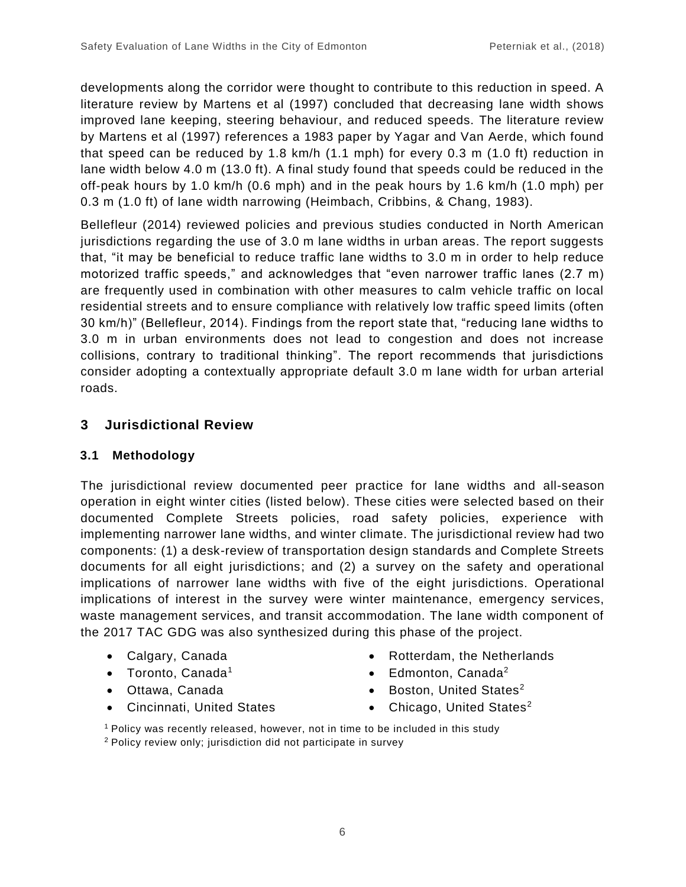developments along the corridor were thought to contribute to this reduction in speed. A literature review by Martens et al (1997) concluded that decreasing lane width shows improved lane keeping, steering behaviour, and reduced speeds. The literature review by Martens et al (1997) references a 1983 paper by Yagar and Van Aerde, which found that speed can be reduced by 1.8 km/h (1.1 mph) for every 0.3 m (1.0 ft) reduction in lane width below 4.0 m (13.0 ft). A final study found that speeds could be reduced in the off-peak hours by 1.0 km/h (0.6 mph) and in the peak hours by 1.6 km/h (1.0 mph) per 0.3 m (1.0 ft) of lane width narrowing (Heimbach, Cribbins, & Chang, 1983).

Bellefleur (2014) reviewed policies and previous studies conducted in North American jurisdictions regarding the use of 3.0 m lane widths in urban areas. The report suggests that, "it may be beneficial to reduce traffic lane widths to 3.0 m in order to help reduce motorized traffic speeds," and acknowledges that "even narrower traffic lanes (2.7 m) are frequently used in combination with other measures to calm vehicle traffic on local residential streets and to ensure compliance with relatively low traffic speed limits (often 30 km/h)" (Bellefleur, 2014). Findings from the report state that, "reducing lane widths to 3.0 m in urban environments does not lead to congestion and does not increase collisions, contrary to traditional thinking". The report recommends that jurisdictions consider adopting a contextually appropriate default 3.0 m lane width for urban arterial roads.

## 3 Jurisdictional Review

### 3.1 Methodology

The jurisdictional review documented peer practice for lane widths and all-season operation in eight winter cities (listed below). These cities were selected based on their documented Complete Streets policies, road safety policies, experience with implementing narrower lane widths, and winter climate. The jurisdictional review had two components: (1) a desk-review of transportation design standards and Complete Streets documents for all eight jurisdictions; and (2) a survey on the safety and operational implications of narrower lane widths with five of the eight jurisdictions. Operational implications of interest in the survey were winter maintenance, emergency services, waste management services, and transit accommodation. The lane width component of the 2017 TAC GDG was also synthesized during this phase of the project.

- Calgary, Canada
- Toronto, Canada[1]
- Ottawa, Canada
- Cincinnati, United States
- Rotterdam, the Netherlands
- Edmonton, Canada[2]
- Boston, United States[2]
- Chicago, United States[2]

[1] Policy was recently released, however, not in time to be included in this study

[2] Policy review only; jurisdiction did not participate in survey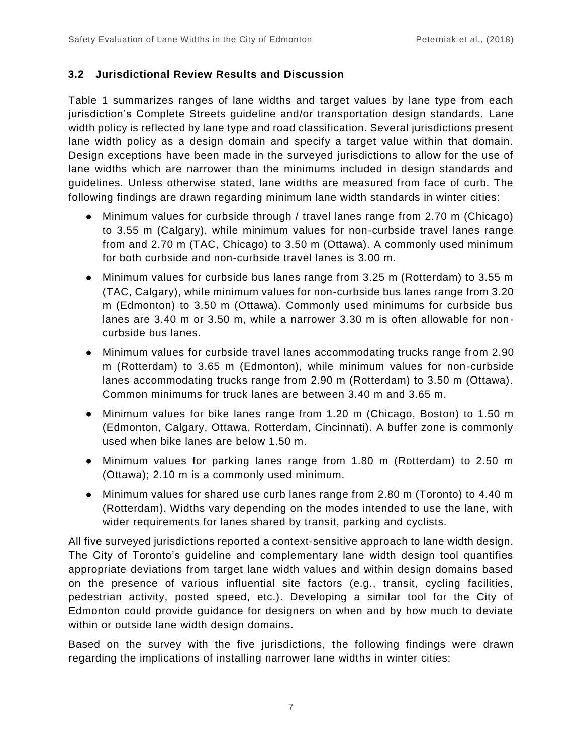### 3.2 Jurisdictional Review Results and Discussion

Table 1 summarizes ranges of lane widths and target values by lane type from each jurisdiction's Complete Streets guideline and/or transportation design standards. Lane width policy is reflected by lane type and road classification. Several jurisdictions present lane width policy as a design domain and specify a target value within that domain. Design exceptions have been made in the surveyed jurisdictions to allow for the use of lane widths which are narrower than the minimums included in design standards and guidelines. Unless otherwise stated, lane widths are measured from face of curb. The following findings are drawn regarding minimum lane width standards in winter cities:

- Minimum values for curbside through / travel lanes range from 2.70 m (Chicago) to 3.55 m (Calgary), while minimum values for non-curbside travel lanes range from and 2.70 m (TAC, Chicago) to 3.50 m (Ottawa). A commonly used minimum for both curbside and non-curbside travel lanes is 3.00 m.
- Minimum values for curbside bus lanes range from 3.25 m (Rotterdam) to 3.55 m (TAC, Calgary), while minimum values for non-curbside bus lanes range from 3.20 m (Edmonton) to 3.50 m (Ottawa). Commonly used minimums for curbside bus lanes are 3.40 m or 3.50 m, while a narrower 3.30 m is often allowable for non-curbside bus lanes.
- Minimum values for curbside travel lanes accommodating trucks range from 2.90 m (Rotterdam) to 3.65 m (Edmonton), while minimum values for non-curbside lanes accommodating trucks range from 2.90 m (Rotterdam) to 3.50 m (Ottawa). Common minimums for truck lanes are between 3.40 m and 3.65 m.
- Minimum values for bike lanes range from 1.20 m (Chicago, Boston) to 1.50 m (Edmonton, Calgary, Ottawa, Rotterdam, Cincinnati). A buffer zone is commonly used when bike lanes are below 1.50 m.
- Minimum values for parking lanes range from 1.80 m (Rotterdam) to 2.50 m (Ottawa); 2.10 m is a commonly used minimum.
- Minimum values for shared use curb lanes range from 2.80 m (Toronto) to 4.40 m (Rotterdam). Widths vary depending on the modes intended to use the lane, with wider requirements for lanes shared by transit, parking and cyclists.

All five surveyed jurisdictions reported a context-sensitive approach to lane width design. The City of Toronto's guideline and complementary lane width design tool quantifies appropriate deviations from target lane width values and within design domains based on the presence of various influential site factors (e.g., transit, cycling facilities, pedestrian activity, posted speed, etc.). Developing a similar tool for the City of Edmonton could provide guidance for designers on when and by how much to deviate within or outside lane width design domains.

Based on the survey with the five jurisdictions, the following findings were drawn regarding the implications of installing narrower lane widths in winter cities: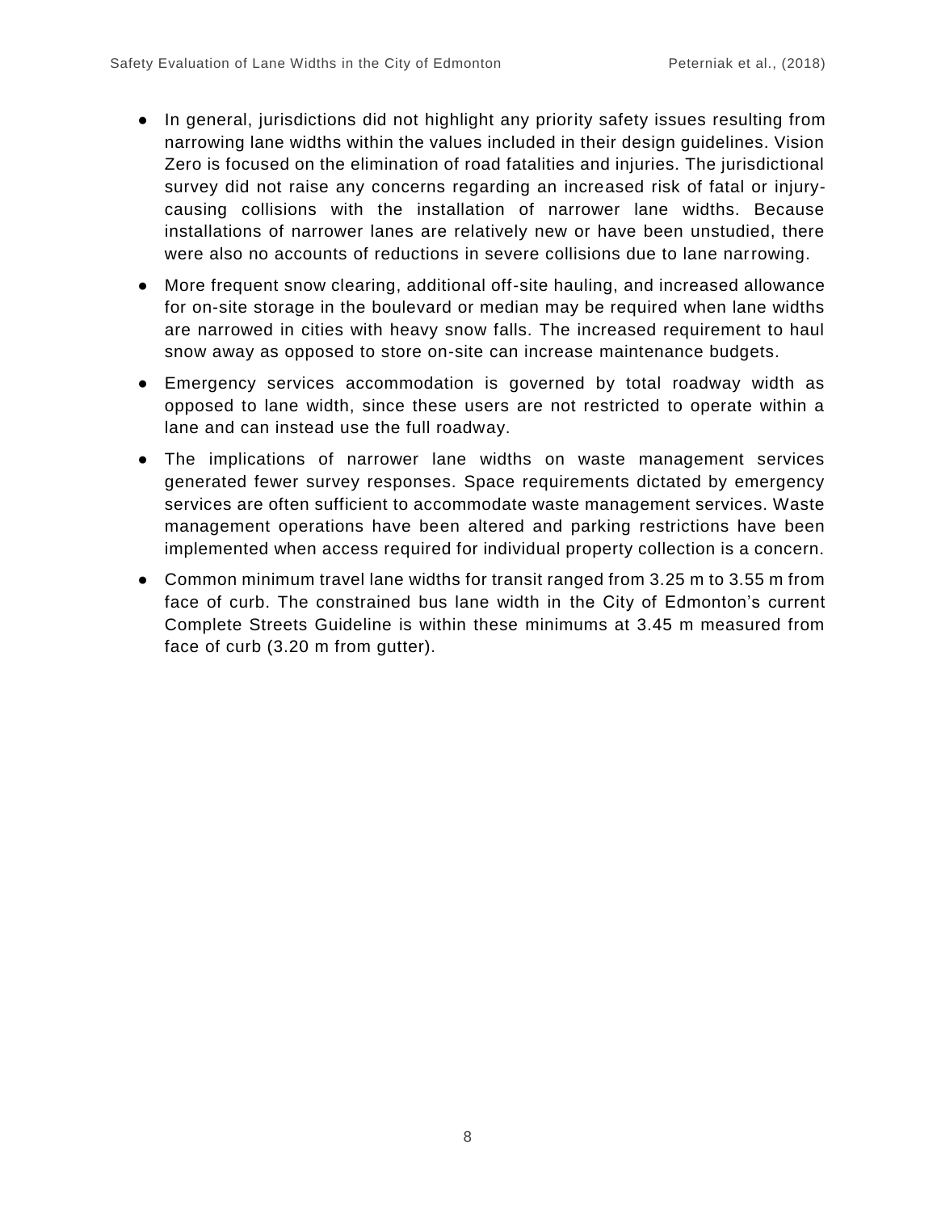- In general, jurisdictions did not highlight any priority safety issues resulting from narrowing lane widths within the values included in their design guidelines. Vision Zero is focused on the elimination of road fatalities and injuries. The jurisdictional survey did not raise any concerns regarding an increased risk of fatal or injury-causing collisions with the installation of narrower lane widths. Because installations of narrower lanes are relatively new or have been unstudied, there were also no accounts of reductions in severe collisions due to lane narrowing.
- More frequent snow clearing, additional off-site hauling, and increased allowance for on-site storage in the boulevard or median may be required when lane widths are narrowed in cities with heavy snow falls. The increased requirement to haul snow away as opposed to store on-site can increase maintenance budgets.
- Emergency services accommodation is governed by total roadway width as opposed to lane width, since these users are not restricted to operate within a lane and can instead use the full roadway.
- The implications of narrower lane widths on waste management services generated fewer survey responses. Space requirements dictated by emergency services are often sufficient to accommodate waste management services. Waste management operations have been altered and parking restrictions have been implemented when access required for individual property collection is a concern.
- Common minimum travel lane widths for transit ranged from 3.25 m to 3.55 m from face of curb. The constrained bus lane width in the City of Edmonton's current Complete Streets Guideline is within these minimums at 3.45 m measured from face of curb (3.20 m from gutter).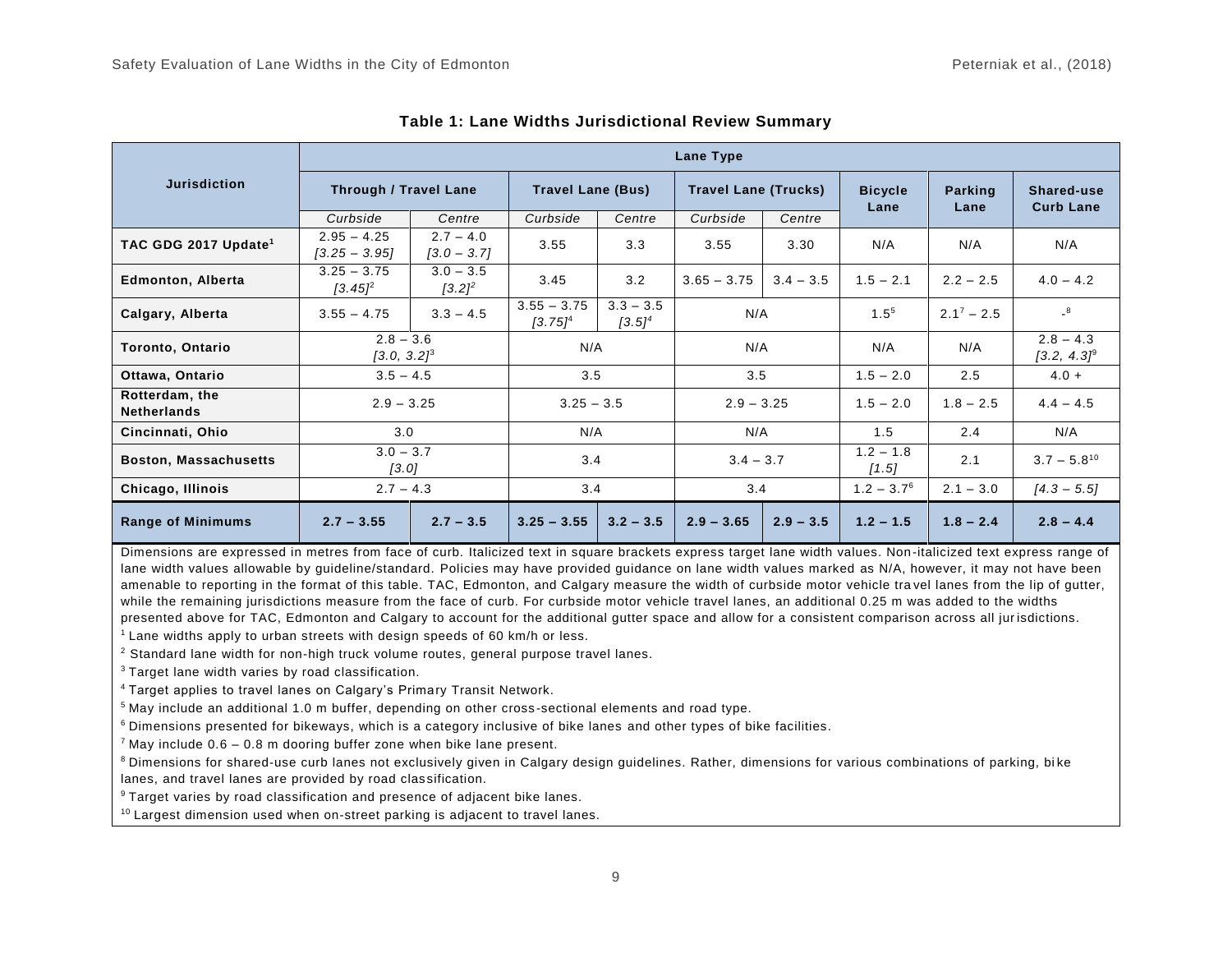**Table 1: Lane Widths Jurisdictional Review Summary**

| Jurisdiction | Lane Type | | | | | | | | |
|---|---|---|---|---|---|---|---|---|---|
| | Through / Travel Lane | | Travel Lane (Bus) | | Travel Lane (Trucks) | | Bicycle Lane | Parking Lane | Shared-use Curb Lane |
| | *Curbside* | *Centre* | *Curbside* | *Centre* | *Curbside* | *Centre* | | | |
| **TAC GDG 2017 Update**[1] | 2.95 – 4.25 *[3.25 – 3.95]* | 2.7 – 4.0 *[3.0 – 3.7]* | 3.55 | 3.3 | 3.55 | 3.30 | N/A | N/A | N/A |
| **Edmonton, Alberta** | 3.25 – 3.75 *[3.45]*[2] | 3.0 – 3.5 *[3.2]*[2] | 3.45 | 3.2 | 3.65 – 3.75 | 3.4 – 3.5 | 1.5 – 2.1 | 2.2 – 2.5 | 4.0 – 4.2 |
| **Calgary, Alberta** | 3.55 – 4.75 | 3.3 – 4.5 | 3.55 – 3.75 *[3.75]*[4] | 3.3 – 3.5 *[3.5]*[4] | N/A | | 1.5[5] | 2.1[7] – 2.5 | -[8] |
| **Toronto, Ontario** | 2.8 – 3.6 *[3.0, 3.2]*[3] | | N/A | | N/A | | N/A | N/A | 2.8 – 4.3 *[3.2, 4.3]*[9] |
| **Ottawa, Ontario** | 3.5 – 4.5 | | 3.5 | | 3.5 | | 1.5 – 2.0 | 2.5 | 4.0 + |
| **Rotterdam, the Netherlands** | 2.9 – 3.25 | | 3.25 – 3.5 | | 2.9 – 3.25 | | 1.5 – 2.0 | 1.8 – 2.5 | 4.4 – 4.5 |
| **Cincinnati, Ohio** | 3.0 | | N/A | | N/A | | 1.5 | 2.4 | N/A |
| **Boston, Massachusetts** | 3.0 – 3.7 *[3.0]* | | 3.4 | | 3.4 – 3.7 | | 1.2 – 1.8 *[1.5]* | 2.1 | 3.7 – 5.8[10] |
| **Chicago, Illinois** | 2.7 – 4.3 | | 3.4 | | 3.4 | | 1.2 – 3.7[6] | 2.1 – 3.0 | *[4.3 – 5.5]* |
| **Range of Minimums** | **2.7 – 3.55** | **2.7 – 3.5** | **3.25 – 3.55** | **3.2 – 3.5** | **2.9 – 3.65** | **2.9 – 3.5** | **1.2 – 1.5** | **1.8 – 2.4** | **2.8 – 4.4** |

Dimensions are expressed in metres from face of curb. Italicized text in square brackets express target lane width values. Non-italicized text express range of lane width values allowable by guideline/standard. Policies may have provided guidance on lane width values marked as N/A, however, it may not have been amenable to reporting in the format of this table. TAC, Edmonton, and Calgary measure the width of curbside motor vehicle travel lanes from the lip of gutter, while the remaining jurisdictions measure from the face of curb. For curbside motor vehicle travel lanes, an additional 0.25 m was added to the widths presented above for TAC, Edmonton and Calgary to account for the additional gutter space and allow for a consistent comparison across all jurisdictions.

[1] Lane widths apply to urban streets with design speeds of 60 km/h or less.

[2] Standard lane width for non-high truck volume routes, general purpose travel lanes.

[3] Target lane width varies by road classification.

[4] Target applies to travel lanes on Calgary's Primary Transit Network.

[5] May include an additional 1.0 m buffer, depending on other cross-sectional elements and road type.

[6] Dimensions presented for bikeways, which is a category inclusive of bike lanes and other types of bike facilities.

[7] May include 0.6 – 0.8 m dooring buffer zone when bike lane present.

[8] Dimensions for shared-use curb lanes not exclusively given in Calgary design guidelines. Rather, dimensions for various combinations of parking, bike lanes, and travel lanes are provided by road classification.

[9] Target varies by road classification and presence of adjacent bike lanes.

[10] Largest dimension used when on-street parking is adjacent to travel lanes.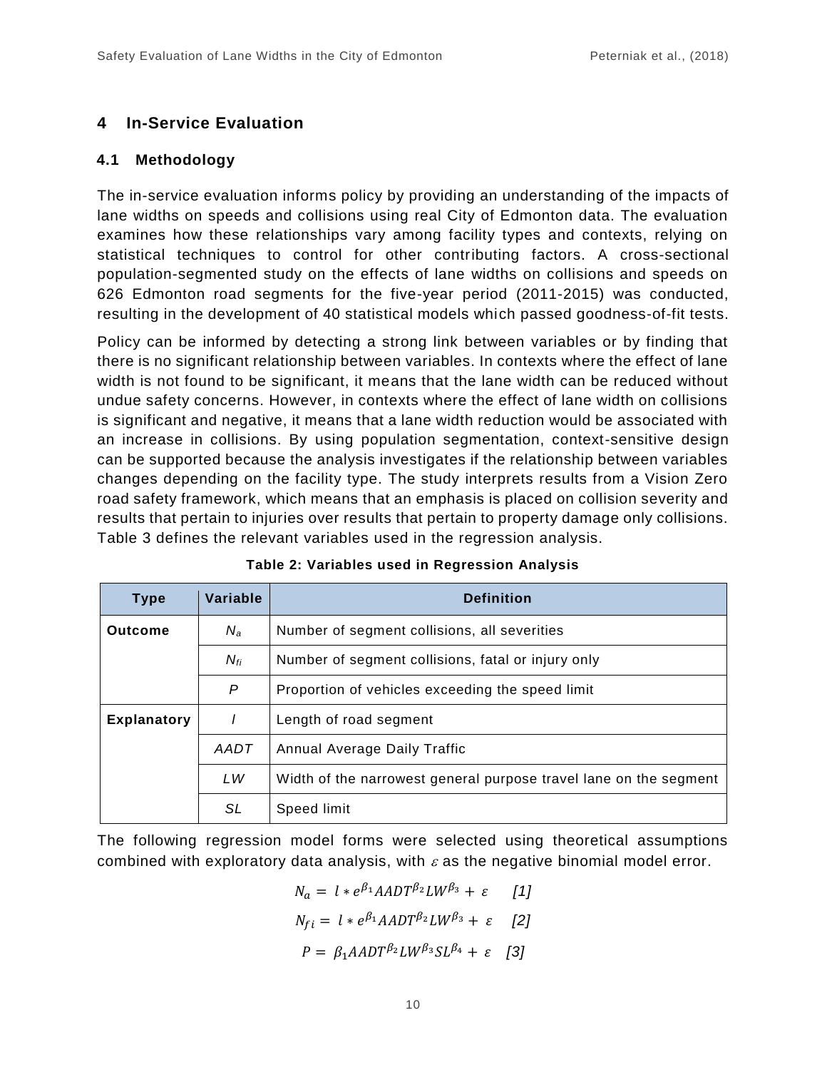## 4 In-Service Evaluation

### 4.1 Methodology

The in-service evaluation informs policy by providing an understanding of the impacts of lane widths on speeds and collisions using real City of Edmonton data. The evaluation examines how these relationships vary among facility types and contexts, relying on statistical techniques to control for other contributing factors. A cross-sectional population-segmented study on the effects of lane widths on collisions and speeds on 626 Edmonton road segments for the five-year period (2011-2015) was conducted, resulting in the development of 40 statistical models which passed goodness-of-fit tests.

Policy can be informed by detecting a strong link between variables or by finding that there is no significant relationship between variables. In contexts where the effect of lane width is not found to be significant, it means that the lane width can be reduced without undue safety concerns. However, in contexts where the effect of lane width on collisions is significant and negative, it means that a lane width reduction would be associated with an increase in collisions. By using population segmentation, context-sensitive design can be supported because the analysis investigates if the relationship between variables changes depending on the facility type. The study interprets results from a Vision Zero road safety framework, which means that an emphasis is placed on collision severity and results that pertain to injuries over results that pertain to property damage only collisions. Table 3 defines the relevant variables used in the regression analysis.

**Table 2: Variables used in Regression Analysis**

| Type | Variable | Definition |
|---|---|---|
| **Outcome** | $N_a$ | Number of segment collisions, all severities |
| | $N_{fi}$ | Number of segment collisions, fatal or injury only |
| | $P$ | Proportion of vehicles exceeding the speed limit |
| **Explanatory** | $l$ | Length of road segment |
| | $AADT$ | Annual Average Daily Traffic |
| | $LW$ | Width of the narrowest general purpose travel lane on the segment |
| | $SL$ | Speed limit |

The following regression model forms were selected using theoretical assumptions combined with exploratory data analysis, with $\varepsilon$ as the negative binomial model error.

$$N_a = l * e^{\beta_1} AADT^{\beta_2} LW^{\beta_3} + \varepsilon \quad [1]$$

$$N_{fi} = l * e^{\beta_1} AADT^{\beta_2} LW^{\beta_3} + \varepsilon \quad [2]$$

$$P = \beta_1 AADT^{\beta_2} LW^{\beta_3} SL^{\beta_4} + \varepsilon \quad [3]$$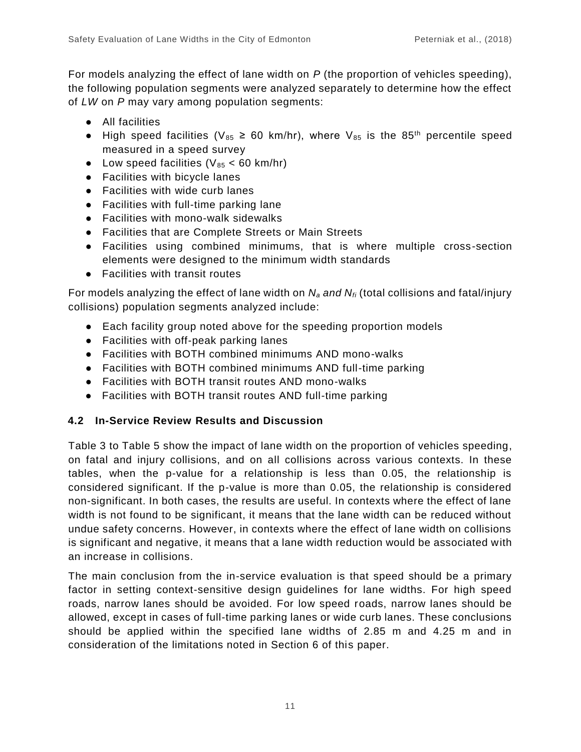For models analyzing the effect of lane width on *P* (the proportion of vehicles speeding), the following population segments were analyzed separately to determine how the effect of *LW* on *P* may vary among population segments:

- All facilities
- High speed facilities ($V_{85} \geq 60$ km/hr), where $V_{85}$ is the 85th percentile speed measured in a speed survey
- Low speed facilities ($V_{85} < 60$ km/hr)
- Facilities with bicycle lanes
- Facilities with wide curb lanes
- Facilities with full-time parking lane
- Facilities with mono-walk sidewalks
- Facilities that are Complete Streets or Main Streets
- Facilities using combined minimums, that is where multiple cross-section elements were designed to the minimum width standards
- Facilities with transit routes

For models analyzing the effect of lane width on $N_a$ *and* $N_{fi}$ (total collisions and fatal/injury collisions) population segments analyzed include:

- Each facility group noted above for the speeding proportion models
- Facilities with off-peak parking lanes
- Facilities with BOTH combined minimums AND mono-walks
- Facilities with BOTH combined minimums AND full-time parking
- Facilities with BOTH transit routes AND mono-walks
- Facilities with BOTH transit routes AND full-time parking

### 4.2 In-Service Review Results and Discussion

Table 3 to Table 5 show the impact of lane width on the proportion of vehicles speeding, on fatal and injury collisions, and on all collisions across various contexts. In these tables, when the p-value for a relationship is less than 0.05, the relationship is considered significant. If the p-value is more than 0.05, the relationship is considered non-significant. In both cases, the results are useful. In contexts where the effect of lane width is not found to be significant, it means that the lane width can be reduced without undue safety concerns. However, in contexts where the effect of lane width on collisions is significant and negative, it means that a lane width reduction would be associated with an increase in collisions.

The main conclusion from the in-service evaluation is that speed should be a primary factor in setting context-sensitive design guidelines for lane widths. For high speed roads, narrow lanes should be avoided. For low speed roads, narrow lanes should be allowed, except in cases of full-time parking lanes or wide curb lanes. These conclusions should be applied within the specified lane widths of 2.85 m and 4.25 m and in consideration of the limitations noted in Section 6 of this paper.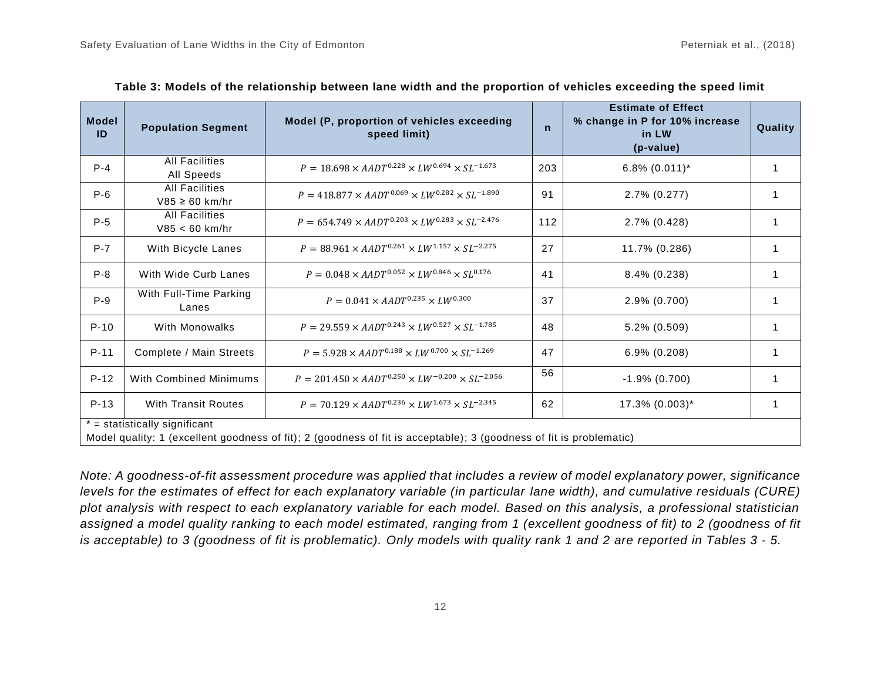**Table 3: Models of the relationship between lane width and the proportion of vehicles exceeding the speed limit**

| Model ID | Population Segment | Model (P, proportion of vehicles exceeding speed limit) | n | Estimate of Effect % change in P for 10% increase in LW (p-value) | Quality |
|---|---|---|---|---|---|
| P-4 | All Facilities All Speeds | $P = 18.698 \times AADT^{0.228} \times LW^{0.694} \times SL^{-1.673}$ | 203 | 6.8% (0.011)* | 1 |
| P-6 | All Facilities V85 ≥ 60 km/hr | $P = 418.877 \times AADT^{0.069} \times LW^{0.282} \times SL^{-1.890}$ | 91 | 2.7% (0.277) | 1 |
| P-5 | All Facilities V85 < 60 km/hr | $P = 654.749 \times AADT^{0.203} \times LW^{0.283} \times SL^{-2.476}$ | 112 | 2.7% (0.428) | 1 |
| P-7 | With Bicycle Lanes | $P = 88.961 \times AADT^{0.261} \times LW^{1.157} \times SL^{-2.275}$ | 27 | 11.7% (0.286) | 1 |
| P-8 | With Wide Curb Lanes | $P = 0.048 \times AADT^{0.052} \times LW^{0.846} \times SL^{0.176}$ | 41 | 8.4% (0.238) | 1 |
| P-9 | With Full-Time Parking Lanes | $P = 0.041 \times AADT^{0.235} \times LW^{0.300}$ | 37 | 2.9% (0.700) | 1 |
| P-10 | With Monowalks | $P = 29.559 \times AADT^{0.243} \times LW^{0.527} \times SL^{-1.785}$ | 48 | 5.2% (0.509) | 1 |
| P-11 | Complete / Main Streets | $P = 5.928 \times AADT^{0.188} \times LW^{0.700} \times SL^{-1.269}$ | 47 | 6.9% (0.208) | 1 |
| P-12 | With Combined Minimums | $P = 201.450 \times AADT^{0.250} \times LW^{-0.200} \times SL^{-2.056}$ | 56 | -1.9% (0.700) | 1 |
| P-13 | With Transit Routes | $P = 70.129 \times AADT^{0.236} \times LW^{1.673} \times SL^{-2.345}$ | 62 | 17.3% (0.003)* | 1 |

* = statistically significant

Model quality: 1 (excellent goodness of fit); 2 (goodness of fit is acceptable); 3 (goodness of fit is problematic)

*Note: A goodness-of-fit assessment procedure was applied that includes a review of model explanatory power, significance levels for the estimates of effect for each explanatory variable (in particular lane width), and cumulative residuals (CURE) plot analysis with respect to each explanatory variable for each model. Based on this analysis, a professional statistician assigned a model quality ranking to each model estimated, ranging from 1 (excellent goodness of fit) to 2 (goodness of fit is acceptable) to 3 (goodness of fit is problematic). Only models with quality rank 1 and 2 are reported in Tables 3 - 5.*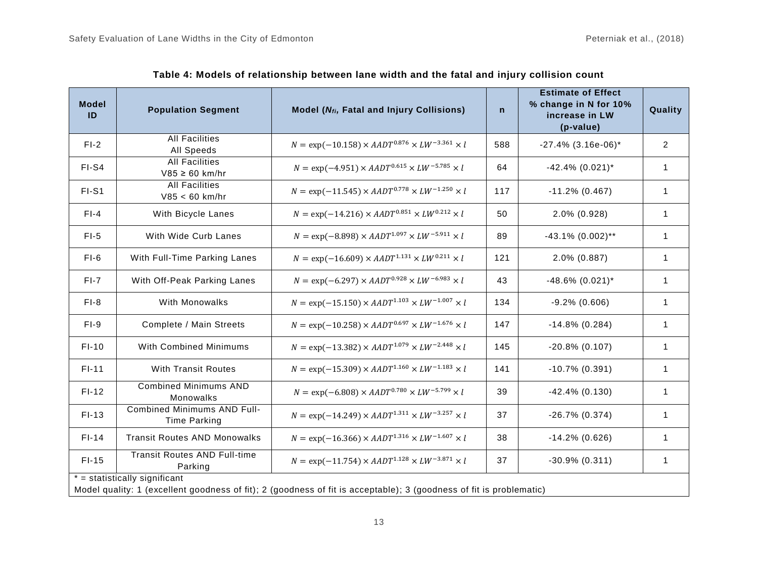**Table 4: Models of relationship between lane width and the fatal and injury collision count**

| Model ID | Population Segment | Model ($N_{fi}$, Fatal and Injury Collisions) | n | Estimate of Effect % change in N for 10% increase in LW (p-value) | Quality |
|---|---|---|---|---|---|
| FI-2 | All Facilities All Speeds | $N = \exp(-10.158) \times AADT^{0.876} \times LW^{-3.361} \times l$ | 588 | -27.4% (3.16e-06)* | 2 |
| FI-S4 | All Facilities V85 ≥ 60 km/hr | $N = \exp(-4.951) \times AADT^{0.615} \times LW^{-5.785} \times l$ | 64 | -42.4% (0.021)* | 1 |
| FI-S1 | All Facilities V85 < 60 km/hr | $N = \exp(-11.545) \times AADT^{0.778} \times LW^{-1.250} \times l$ | 117 | -11.2% (0.467) | 1 |
| FI-4 | With Bicycle Lanes | $N = \exp(-14.216) \times AADT^{0.851} \times LW^{0.212} \times l$ | 50 | 2.0% (0.928) | 1 |
| FI-5 | With Wide Curb Lanes | $N = \exp(-8.898) \times AADT^{1.097} \times LW^{-5.911} \times l$ | 89 | -43.1% (0.002)** | 1 |
| FI-6 | With Full-Time Parking Lanes | $N = \exp(-16.609) \times AADT^{1.131} \times LW^{0.211} \times l$ | 121 | 2.0% (0.887) | 1 |
| FI-7 | With Off-Peak Parking Lanes | $N = \exp(-6.297) \times AADT^{0.928} \times LW^{-6.983} \times l$ | 43 | -48.6% (0.021)* | 1 |
| FI-8 | With Monowalks | $N = \exp(-15.150) \times AADT^{1.103} \times LW^{-1.007} \times l$ | 134 | -9.2% (0.606) | 1 |
| FI-9 | Complete / Main Streets | $N = \exp(-10.258) \times AADT^{0.697} \times LW^{-1.676} \times l$ | 147 | -14.8% (0.284) | 1 |
| FI-10 | With Combined Minimums | $N = \exp(-13.382) \times AADT^{1.079} \times LW^{-2.448} \times l$ | 145 | -20.8% (0.107) | 1 |
| FI-11 | With Transit Routes | $N = \exp(-15.309) \times AADT^{1.160} \times LW^{-1.183} \times l$ | 141 | -10.7% (0.391) | 1 |
| FI-12 | Combined Minimums AND Monowalks | $N = \exp(-6.808) \times AADT^{0.780} \times LW^{-5.799} \times l$ | 39 | -42.4% (0.130) | 1 |
| FI-13 | Combined Minimums AND Full-Time Parking | $N = \exp(-14.249) \times AADT^{1.311} \times LW^{-3.257} \times l$ | 37 | -26.7% (0.374) | 1 |
| FI-14 | Transit Routes AND Monowalks | $N = \exp(-16.366) \times AADT^{1.316} \times LW^{-1.607} \times l$ | 38 | -14.2% (0.626) | 1 |
| FI-15 | Transit Routes AND Full-time Parking | $N = \exp(-11.754) \times AADT^{1.128} \times LW^{-3.871} \times l$ | 37 | -30.9% (0.311) | 1 |

* = statistically significant

Model quality: 1 (excellent goodness of fit); 2 (goodness of fit is acceptable); 3 (goodness of fit is problematic)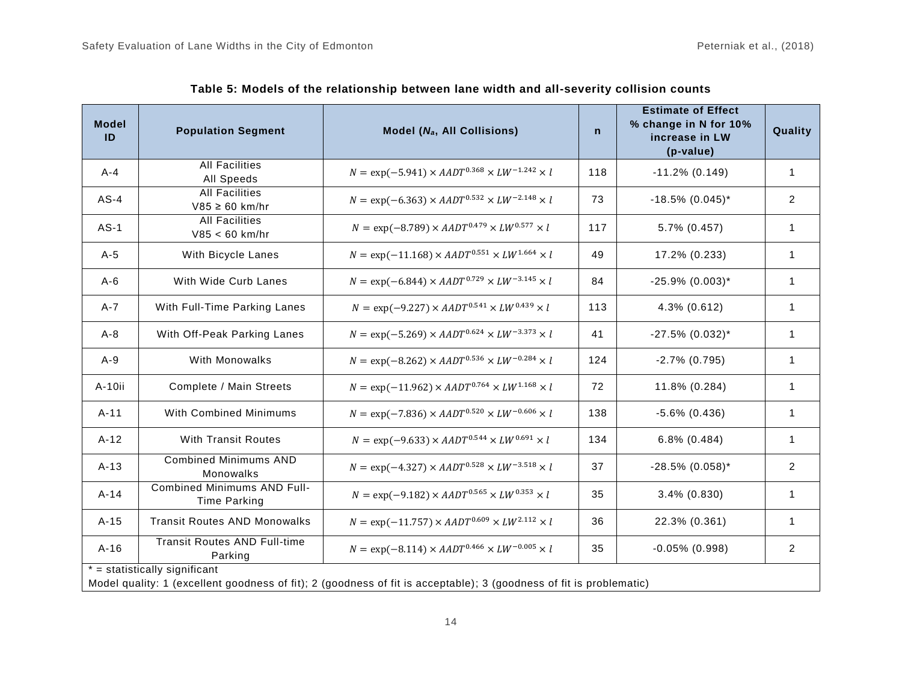**Table 5: Models of the relationship between lane width and all-severity collision counts**

| Model ID | Population Segment | Model ($N_a$, All Collisions) | n | Estimate of Effect % change in N for 10% increase in LW (p-value) | Quality |
|---|---|---|---|---|---|
| A-4 | All Facilities All Speeds | $N = \exp(-5.941) \times AADT^{0.368} \times LW^{-1.242} \times l$ | 118 | -11.2% (0.149) | 1 |
| AS-4 | All Facilities V85 ≥ 60 km/hr | $N = \exp(-6.363) \times AADT^{0.532} \times LW^{-2.148} \times l$ | 73 | -18.5% (0.045)* | 2 |
| AS-1 | All Facilities V85 < 60 km/hr | $N = \exp(-8.789) \times AADT^{0.479} \times LW^{0.577} \times l$ | 117 | 5.7% (0.457) | 1 |
| A-5 | With Bicycle Lanes | $N = \exp(-11.168) \times AADT^{0.551} \times LW^{1.664} \times l$ | 49 | 17.2% (0.233) | 1 |
| A-6 | With Wide Curb Lanes | $N = \exp(-6.844) \times AADT^{0.729} \times LW^{-3.145} \times l$ | 84 | -25.9% (0.003)* | 1 |
| A-7 | With Full-Time Parking Lanes | $N = \exp(-9.227) \times AADT^{0.541} \times LW^{0.439} \times l$ | 113 | 4.3% (0.612) | 1 |
| A-8 | With Off-Peak Parking Lanes | $N = \exp(-5.269) \times AADT^{0.624} \times LW^{-3.373} \times l$ | 41 | -27.5% (0.032)* | 1 |
| A-9 | With Monowalks | $N = \exp(-8.262) \times AADT^{0.536} \times LW^{-0.284} \times l$ | 124 | -2.7% (0.795) | 1 |
| A-10ii | Complete / Main Streets | $N = \exp(-11.962) \times AADT^{0.764} \times LW^{1.168} \times l$ | 72 | 11.8% (0.284) | 1 |
| A-11 | With Combined Minimums | $N = \exp(-7.836) \times AADT^{0.520} \times LW^{-0.606} \times l$ | 138 | -5.6% (0.436) | 1 |
| A-12 | With Transit Routes | $N = \exp(-9.633) \times AADT^{0.544} \times LW^{0.691} \times l$ | 134 | 6.8% (0.484) | 1 |
| A-13 | Combined Minimums AND Monowalks | $N = \exp(-4.327) \times AADT^{0.528} \times LW^{-3.518} \times l$ | 37 | -28.5% (0.058)* | 2 |
| A-14 | Combined Minimums AND Full-Time Parking | $N = \exp(-9.182) \times AADT^{0.565} \times LW^{0.353} \times l$ | 35 | 3.4% (0.830) | 1 |
| A-15 | Transit Routes AND Monowalks | $N = \exp(-11.757) \times AADT^{0.609} \times LW^{2.112} \times l$ | 36 | 22.3% (0.361) | 1 |
| A-16 | Transit Routes AND Full-time Parking | $N = \exp(-8.114) \times AADT^{0.466} \times LW^{-0.005} \times l$ | 35 | -0.05% (0.998) | 2 |

* = statistically significant

Model quality: 1 (excellent goodness of fit); 2 (goodness of fit is acceptable); 3 (goodness of fit is problematic)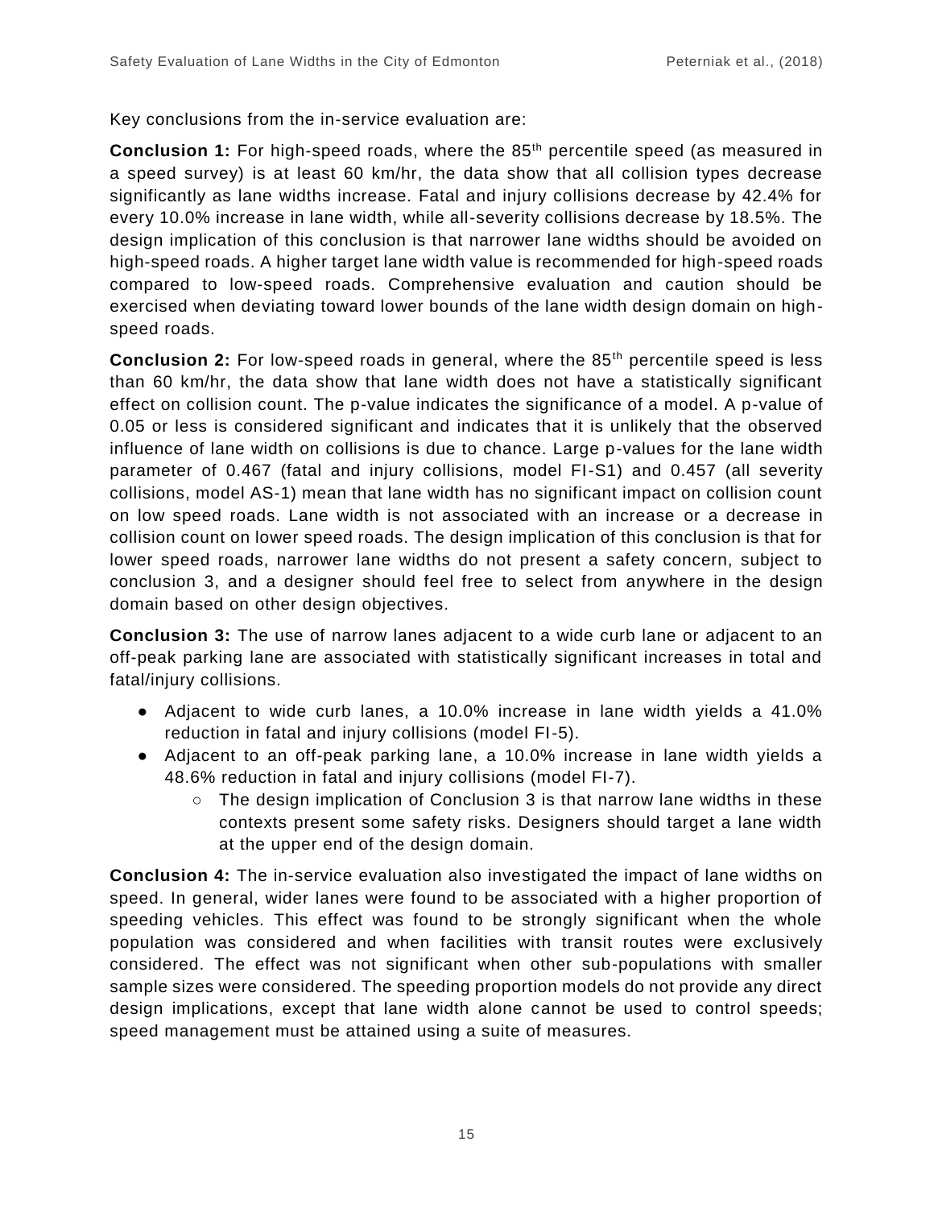Key conclusions from the in-service evaluation are:

**Conclusion 1:** For high-speed roads, where the 85$^{th}$ percentile speed (as measured in a speed survey) is at least 60 km/hr, the data show that all collision types decrease significantly as lane widths increase. Fatal and injury collisions decrease by 42.4% for every 10.0% increase in lane width, while all-severity collisions decrease by 18.5%. The design implication of this conclusion is that narrower lane widths should be avoided on high-speed roads. A higher target lane width value is recommended for high-speed roads compared to low-speed roads. Comprehensive evaluation and caution should be exercised when deviating toward lower bounds of the lane width design domain on high-speed roads.

**Conclusion 2:** For low-speed roads in general, where the 85$^{th}$ percentile speed is less than 60 km/hr, the data show that lane width does not have a statistically significant effect on collision count. The p-value indicates the significance of a model. A p-value of 0.05 or less is considered significant and indicates that it is unlikely that the observed influence of lane width on collisions is due to chance. Large p-values for the lane width parameter of 0.467 (fatal and injury collisions, model FI-S1) and 0.457 (all severity collisions, model AS-1) mean that lane width has no significant impact on collision count on low speed roads. Lane width is not associated with an increase or a decrease in collision count on lower speed roads. The design implication of this conclusion is that for lower speed roads, narrower lane widths do not present a safety concern, subject to conclusion 3, and a designer should feel free to select from anywhere in the design domain based on other design objectives.

**Conclusion 3:** The use of narrow lanes adjacent to a wide curb lane or adjacent to an off-peak parking lane are associated with statistically significant increases in total and fatal/injury collisions.

- Adjacent to wide curb lanes, a 10.0% increase in lane width yields a 41.0% reduction in fatal and injury collisions (model FI-5).
- Adjacent to an off-peak parking lane, a 10.0% increase in lane width yields a 48.6% reduction in fatal and injury collisions (model FI-7).
  - The design implication of Conclusion 3 is that narrow lane widths in these contexts present some safety risks. Designers should target a lane width at the upper end of the design domain.

**Conclusion 4:** The in-service evaluation also investigated the impact of lane widths on speed. In general, wider lanes were found to be associated with a higher proportion of speeding vehicles. This effect was found to be strongly significant when the whole population was considered and when facilities with transit routes were exclusively considered. The effect was not significant when other sub-populations with smaller sample sizes were considered. The speeding proportion models do not provide any direct design implications, except that lane width alone cannot be used to control speeds; speed management must be attained using a suite of measures.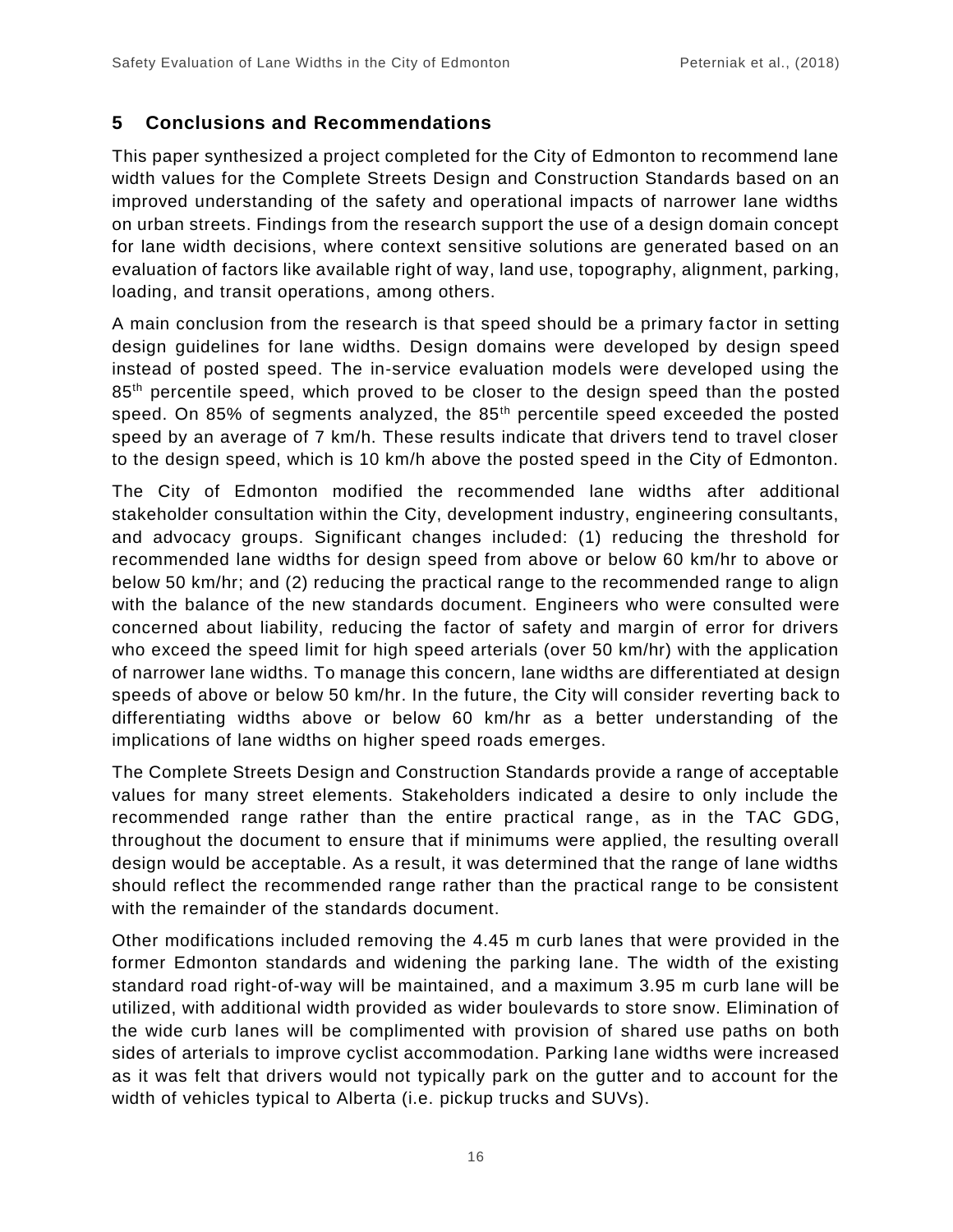## 5 Conclusions and Recommendations

This paper synthesized a project completed for the City of Edmonton to recommend lane width values for the Complete Streets Design and Construction Standards based on an improved understanding of the safety and operational impacts of narrower lane widths on urban streets. Findings from the research support the use of a design domain concept for lane width decisions, where context sensitive solutions are generated based on an evaluation of factors like available right of way, land use, topography, alignment, parking, loading, and transit operations, among others.

A main conclusion from the research is that speed should be a primary factor in setting design guidelines for lane widths. Design domains were developed by design speed instead of posted speed. The in-service evaluation models were developed using the $85^{th}$ percentile speed, which proved to be closer to the design speed than the posted speed. On 85% of segments analyzed, the $85^{th}$ percentile speed exceeded the posted speed by an average of 7 km/h. These results indicate that drivers tend to travel closer to the design speed, which is 10 km/h above the posted speed in the City of Edmonton.

The City of Edmonton modified the recommended lane widths after additional stakeholder consultation within the City, development industry, engineering consultants, and advocacy groups. Significant changes included: (1) reducing the threshold for recommended lane widths for design speed from above or below 60 km/hr to above or below 50 km/hr; and (2) reducing the practical range to the recommended range to align with the balance of the new standards document. Engineers who were consulted were concerned about liability, reducing the factor of safety and margin of error for drivers who exceed the speed limit for high speed arterials (over 50 km/hr) with the application of narrower lane widths. To manage this concern, lane widths are differentiated at design speeds of above or below 50 km/hr. In the future, the City will consider reverting back to differentiating widths above or below 60 km/hr as a better understanding of the implications of lane widths on higher speed roads emerges.

The Complete Streets Design and Construction Standards provide a range of acceptable values for many street elements. Stakeholders indicated a desire to only include the recommended range rather than the entire practical range, as in the TAC GDG, throughout the document to ensure that if minimums were applied, the resulting overall design would be acceptable. As a result, it was determined that the range of lane widths should reflect the recommended range rather than the practical range to be consistent with the remainder of the standards document.

Other modifications included removing the 4.45 m curb lanes that were provided in the former Edmonton standards and widening the parking lane. The width of the existing standard road right-of-way will be maintained, and a maximum 3.95 m curb lane will be utilized, with additional width provided as wider boulevards to store snow. Elimination of the wide curb lanes will be complimented with provision of shared use paths on both sides of arterials to improve cyclist accommodation. Parking lane widths were increased as it was felt that drivers would not typically park on the gutter and to account for the width of vehicles typical to Alberta (i.e. pickup trucks and SUVs).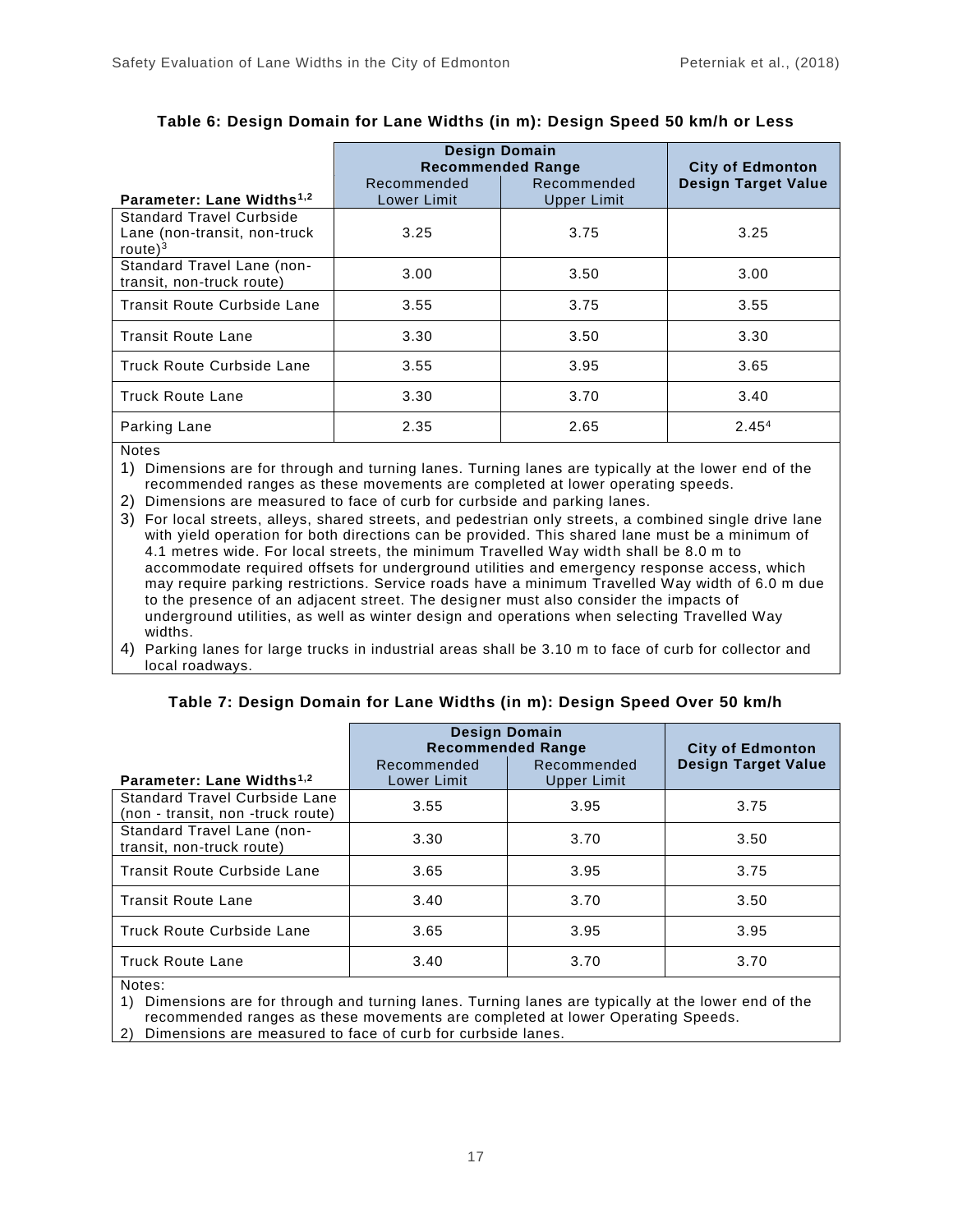**Table 6: Design Domain for Lane Widths (in m): Design Speed 50 km/h or Less**

| Parameter: Lane Widths[1,2] | Design Domain Recommended Range | | City of Edmonton Design Target Value |
|---|---|---|---|
| | Recommended Lower Limit | Recommended Upper Limit | |
| Standard Travel Curbside Lane (non-transit, non-truck route)[3] | 3.25 | 3.75 | 3.25 |
| Standard Travel Lane (non-transit, non-truck route) | 3.00 | 3.50 | 3.00 |
| Transit Route Curbside Lane | 3.55 | 3.75 | 3.55 |
| Transit Route Lane | 3.30 | 3.50 | 3.30 |
| Truck Route Curbside Lane | 3.55 | 3.95 | 3.65 |
| Truck Route Lane | 3.30 | 3.70 | 3.40 |
| Parking Lane | 2.35 | 2.65 | 2.45[4] |

Notes

1) Dimensions are for through and turning lanes. Turning lanes are typically at the lower end of the recommended ranges as these movements are completed at lower operating speeds.
2) Dimensions are measured to face of curb for curbside and parking lanes.
3) For local streets, alleys, shared streets, and pedestrian only streets, a combined single drive lane with yield operation for both directions can be provided. This shared lane must be a minimum of 4.1 metres wide. For local streets, the minimum Travelled Way width shall be 8.0 m to accommodate required offsets for underground utilities and emergency response access, which may require parking restrictions. Service roads have a minimum Travelled Way width of 6.0 m due to the presence of an adjacent street. The designer must also consider the impacts of underground utilities, as well as winter design and operations when selecting Travelled Way widths.
4) Parking lanes for large trucks in industrial areas shall be 3.10 m to face of curb for collector and local roadways.

**Table 7: Design Domain for Lane Widths (in m): Design Speed Over 50 km/h**

| Parameter: Lane Widths[1,2] | Design Domain Recommended Range | | City of Edmonton Design Target Value |
|---|---|---|---|
| | Recommended Lower Limit | Recommended Upper Limit | |
| Standard Travel Curbside Lane (non - transit, non -truck route) | 3.55 | 3.95 | 3.75 |
| Standard Travel Lane (non-transit, non-truck route) | 3.30 | 3.70 | 3.50 |
| Transit Route Curbside Lane | 3.65 | 3.95 | 3.75 |
| Transit Route Lane | 3.40 | 3.70 | 3.50 |
| Truck Route Curbside Lane | 3.65 | 3.95 | 3.95 |
| Truck Route Lane | 3.40 | 3.70 | 3.70 |

Notes:

1) Dimensions are for through and turning lanes. Turning lanes are typically at the lower end of the recommended ranges as these movements are completed at lower Operating Speeds.
2) Dimensions are measured to face of curb for curbside lanes.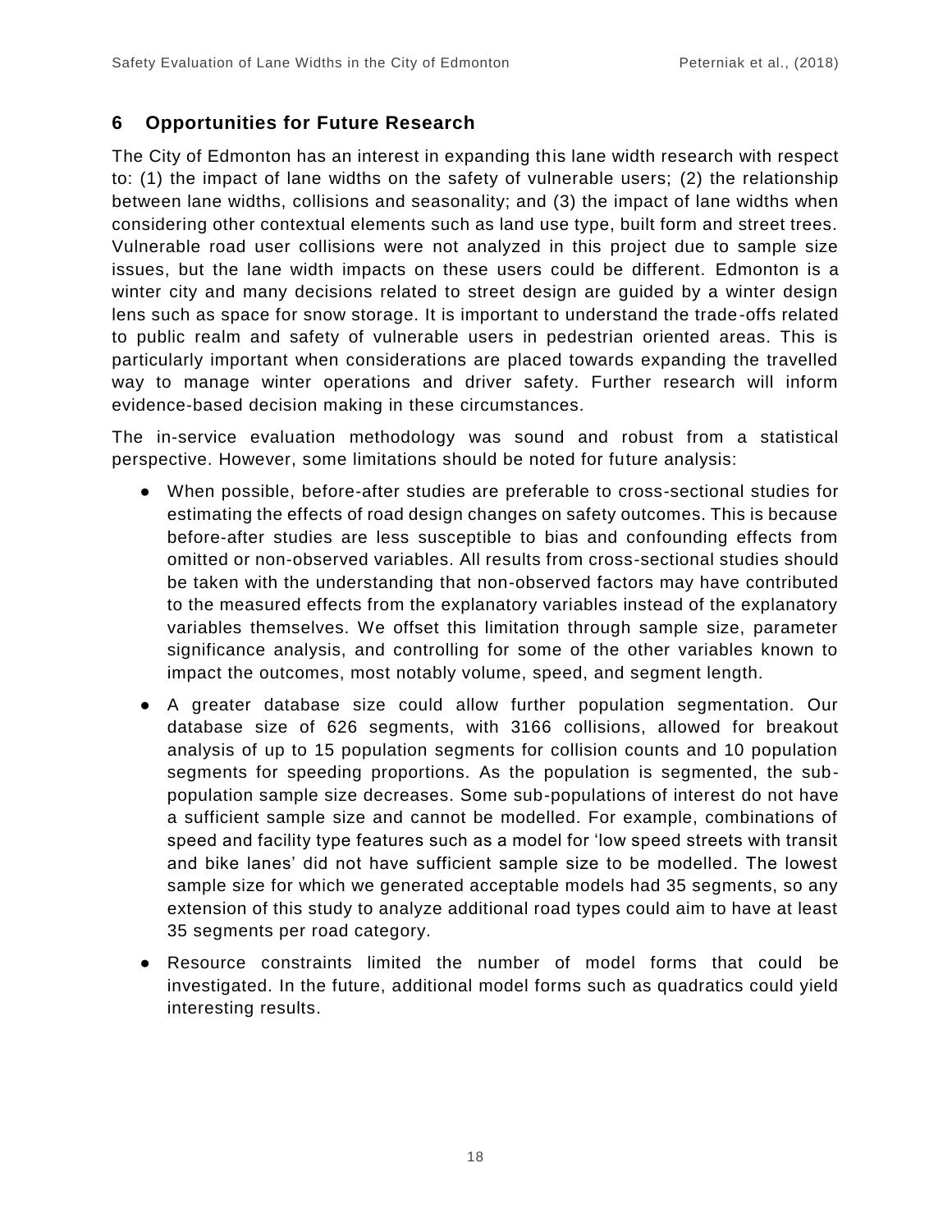## 6 Opportunities for Future Research

The City of Edmonton has an interest in expanding this lane width research with respect to: (1) the impact of lane widths on the safety of vulnerable users; (2) the relationship between lane widths, collisions and seasonality; and (3) the impact of lane widths when considering other contextual elements such as land use type, built form and street trees. Vulnerable road user collisions were not analyzed in this project due to sample size issues, but the lane width impacts on these users could be different. Edmonton is a winter city and many decisions related to street design are guided by a winter design lens such as space for snow storage. It is important to understand the trade-offs related to public realm and safety of vulnerable users in pedestrian oriented areas. This is particularly important when considerations are placed towards expanding the travelled way to manage winter operations and driver safety. Further research will inform evidence-based decision making in these circumstances.

The in-service evaluation methodology was sound and robust from a statistical perspective. However, some limitations should be noted for future analysis:

- When possible, before-after studies are preferable to cross-sectional studies for estimating the effects of road design changes on safety outcomes. This is because before-after studies are less susceptible to bias and confounding effects from omitted or non-observed variables. All results from cross-sectional studies should be taken with the understanding that non-observed factors may have contributed to the measured effects from the explanatory variables instead of the explanatory variables themselves. We offset this limitation through sample size, parameter significance analysis, and controlling for some of the other variables known to impact the outcomes, most notably volume, speed, and segment length.
- A greater database size could allow further population segmentation. Our database size of 626 segments, with 3166 collisions, allowed for breakout analysis of up to 15 population segments for collision counts and 10 population segments for speeding proportions. As the population is segmented, the sub-population sample size decreases. Some sub-populations of interest do not have a sufficient sample size and cannot be modelled. For example, combinations of speed and facility type features such as a model for 'low speed streets with transit and bike lanes' did not have sufficient sample size to be modelled. The lowest sample size for which we generated acceptable models had 35 segments, so any extension of this study to analyze additional road types could aim to have at least 35 segments per road category.
- Resource constraints limited the number of model forms that could be investigated. In the future, additional model forms such as quadratics could yield interesting results.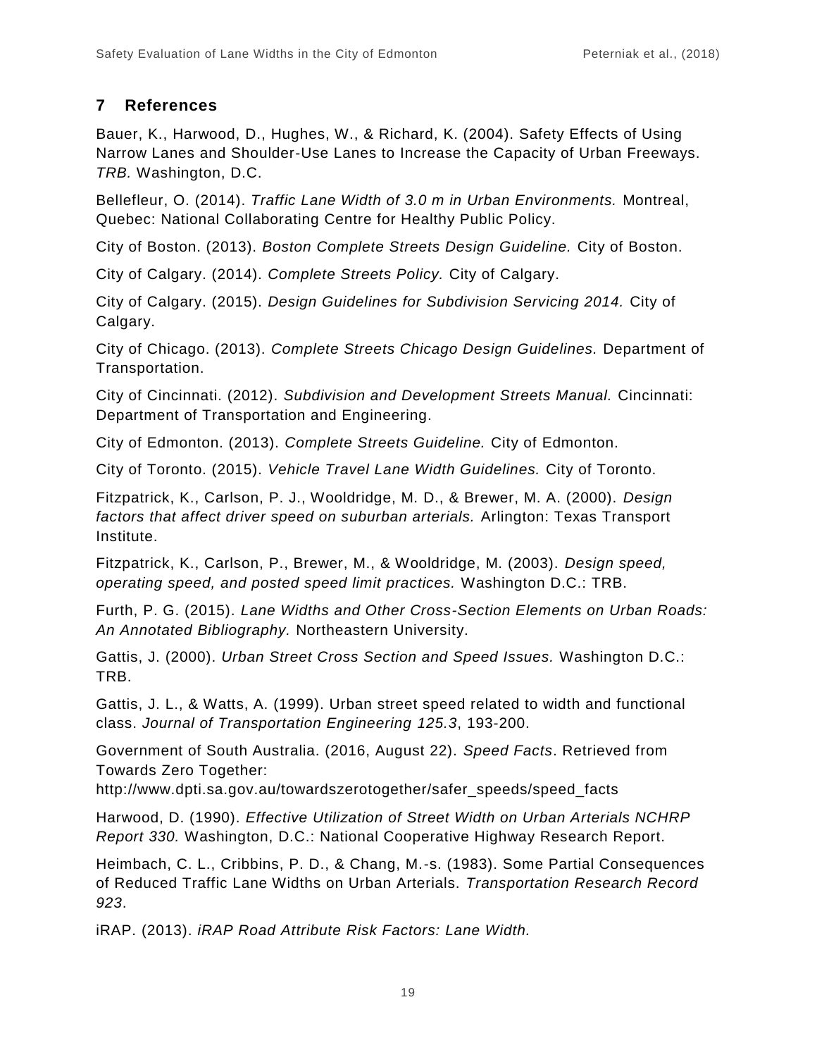## 7 References

Bauer, K., Harwood, D., Hughes, W., & Richard, K. (2004). Safety Effects of Using Narrow Lanes and Shoulder-Use Lanes to Increase the Capacity of Urban Freeways. *TRB.* Washington, D.C.

Bellefleur, O. (2014). *Traffic Lane Width of 3.0 m in Urban Environments.* Montreal, Quebec: National Collaborating Centre for Healthy Public Policy.

City of Boston. (2013). *Boston Complete Streets Design Guideline.* City of Boston.

City of Calgary. (2014). *Complete Streets Policy.* City of Calgary.

City of Calgary. (2015). *Design Guidelines for Subdivision Servicing 2014.* City of Calgary.

City of Chicago. (2013). *Complete Streets Chicago Design Guidelines.* Department of Transportation.

City of Cincinnati. (2012). *Subdivision and Development Streets Manual.* Cincinnati: Department of Transportation and Engineering.

City of Edmonton. (2013). *Complete Streets Guideline.* City of Edmonton.

City of Toronto. (2015). *Vehicle Travel Lane Width Guidelines.* City of Toronto.

Fitzpatrick, K., Carlson, P. J., Wooldridge, M. D., & Brewer, M. A. (2000). *Design factors that affect driver speed on suburban arterials.* Arlington: Texas Transport Institute.

Fitzpatrick, K., Carlson, P., Brewer, M., & Wooldridge, M. (2003). *Design speed, operating speed, and posted speed limit practices.* Washington D.C.: TRB.

Furth, P. G. (2015). *Lane Widths and Other Cross-Section Elements on Urban Roads: An Annotated Bibliography.* Northeastern University.

Gattis, J. (2000). *Urban Street Cross Section and Speed Issues.* Washington D.C.: TRB.

Gattis, J. L., & Watts, A. (1999). Urban street speed related to width and functional class. *Journal of Transportation Engineering 125.3*, 193-200.

Government of South Australia. (2016, August 22). *Speed Facts*. Retrieved from Towards Zero Together: http://www.dpti.sa.gov.au/towardszerotogether/safer_speeds/speed_facts

Harwood, D. (1990). *Effective Utilization of Street Width on Urban Arterials NCHRP Report 330.* Washington, D.C.: National Cooperative Highway Research Report.

Heimbach, C. L., Cribbins, P. D., & Chang, M.-s. (1983). Some Partial Consequences of Reduced Traffic Lane Widths on Urban Arterials. *Transportation Research Record 923*.

iRAP. (2013). *iRAP Road Attribute Risk Factors: Lane Width.*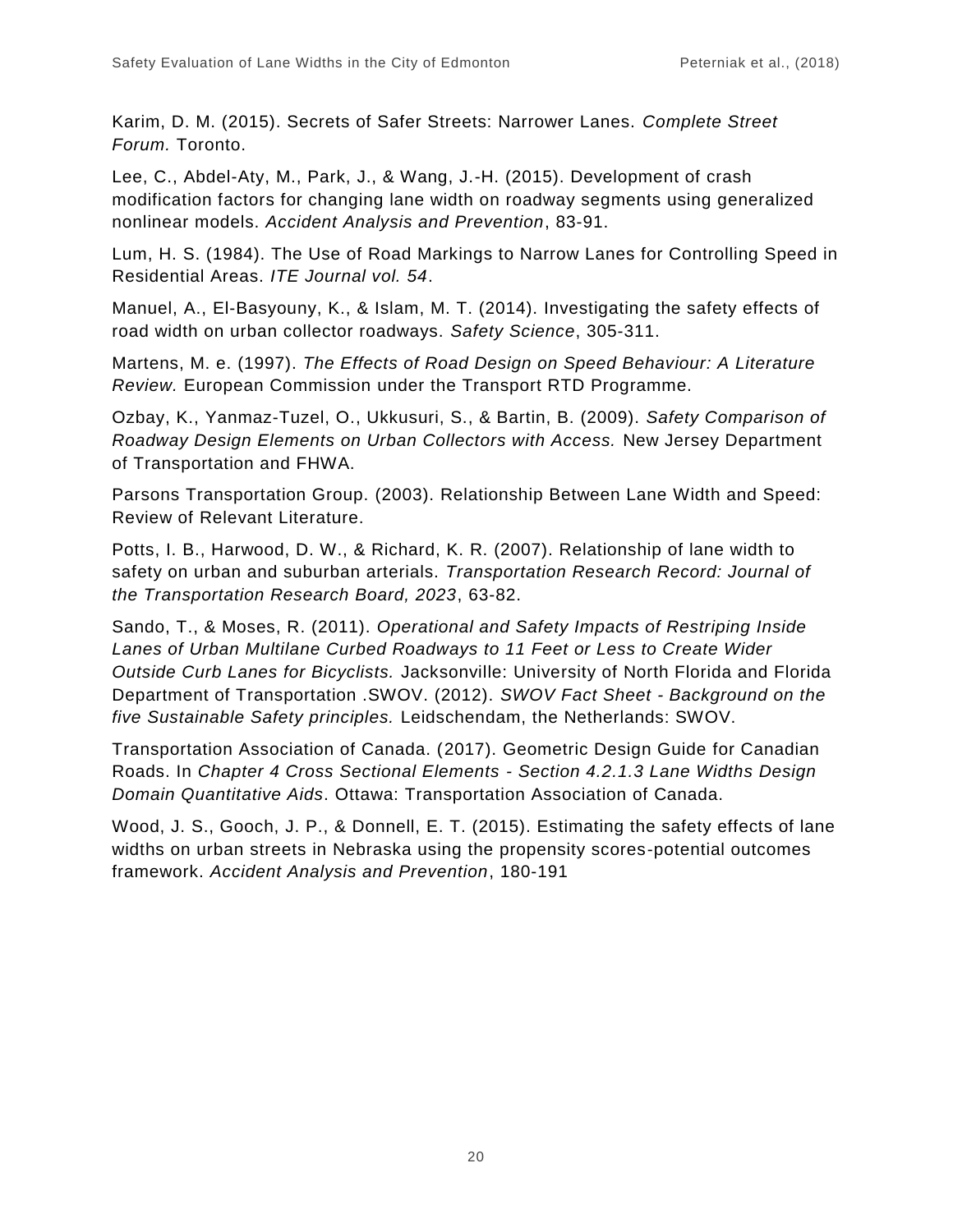Karim, D. M. (2015). Secrets of Safer Streets: Narrower Lanes. *Complete Street Forum.* Toronto.

Lee, C., Abdel-Aty, M., Park, J., & Wang, J.-H. (2015). Development of crash modification factors for changing lane width on roadway segments using generalized nonlinear models. *Accident Analysis and Prevention*, 83-91.

Lum, H. S. (1984). The Use of Road Markings to Narrow Lanes for Controlling Speed in Residential Areas. *ITE Journal vol. 54*.

Manuel, A., El-Basyouny, K., & Islam, M. T. (2014). Investigating the safety effects of road width on urban collector roadways. *Safety Science*, 305-311.

Martens, M. e. (1997). *The Effects of Road Design on Speed Behaviour: A Literature Review.* European Commission under the Transport RTD Programme.

Ozbay, K., Yanmaz-Tuzel, O., Ukkusuri, S., & Bartin, B. (2009). *Safety Comparison of Roadway Design Elements on Urban Collectors with Access.* New Jersey Department of Transportation and FHWA.

Parsons Transportation Group. (2003). Relationship Between Lane Width and Speed: Review of Relevant Literature.

Potts, I. B., Harwood, D. W., & Richard, K. R. (2007). Relationship of lane width to safety on urban and suburban arterials. *Transportation Research Record: Journal of the Transportation Research Board, 2023*, 63-82.

Sando, T., & Moses, R. (2011). *Operational and Safety Impacts of Restriping Inside Lanes of Urban Multilane Curbed Roadways to 11 Feet or Less to Create Wider Outside Curb Lanes for Bicyclists.* Jacksonville: University of North Florida and Florida Department of Transportation .SWOV. (2012). *SWOV Fact Sheet - Background on the five Sustainable Safety principles.* Leidschendam, the Netherlands: SWOV.

Transportation Association of Canada. (2017). Geometric Design Guide for Canadian Roads. In *Chapter 4 Cross Sectional Elements - Section 4.2.1.3 Lane Widths Design Domain Quantitative Aids*. Ottawa: Transportation Association of Canada.

Wood, J. S., Gooch, J. P., & Donnell, E. T. (2015). Estimating the safety effects of lane widths on urban streets in Nebraska using the propensity scores-potential outcomes framework. *Accident Analysis and Prevention*, 180-191